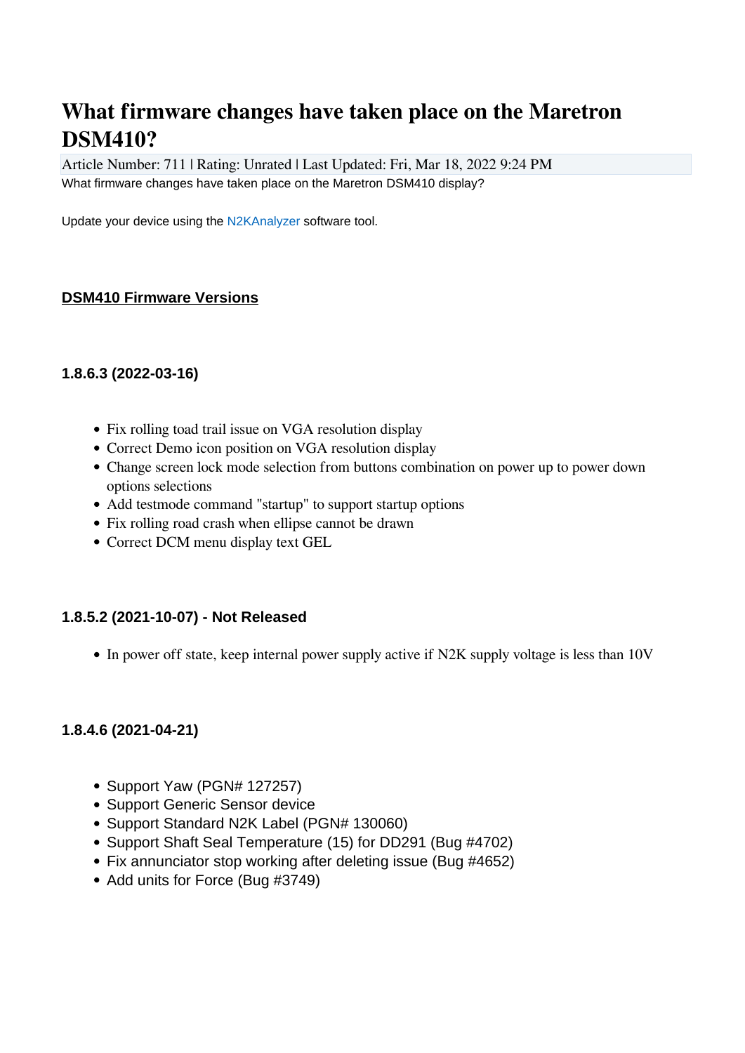# What firmware changes have taken place on the Maretron DSM410?

Article Number: 711 | Rating: Unrated | Last Updated: Fri, Mar 18, 2022 9:24 PM

What firmware changes have taken place on the Maretron DSM410 display?

Update your device using the N2KAnalyzer software tool.

## DSM410 Firmware Versions

### 1.8.6.3 (2022-03-16)

- Fix rolling toad trail issue on VGA resolution display
- Correct Demo icon position on VGA resolution display
- Change screen lock mode selection from buttons combination on power up to power down options selections
- Add testmode command "startup" to support startup options
- Fix rolling road crash when ellipse cannot be drawn
- Correct DCM menu display text GEL

### 1.8.5.2 (2021-10-07) - Not Released

- In power off state, keep internal power supply active if N2K supply voltage is less than 10V

### 1.8.4.6 (2021-04-21)

- Support Yaw (PGN# 127257)
- Support Generic Sensor device
- Support Standard N2K Label (PGN# 130060)
- Support Shaft Seal Temperature (15) for DD291 (Bug #4702)
- Fix annunciator stop working after deleting issue (Bug #4652)
- Add units for Force (Bug #3749)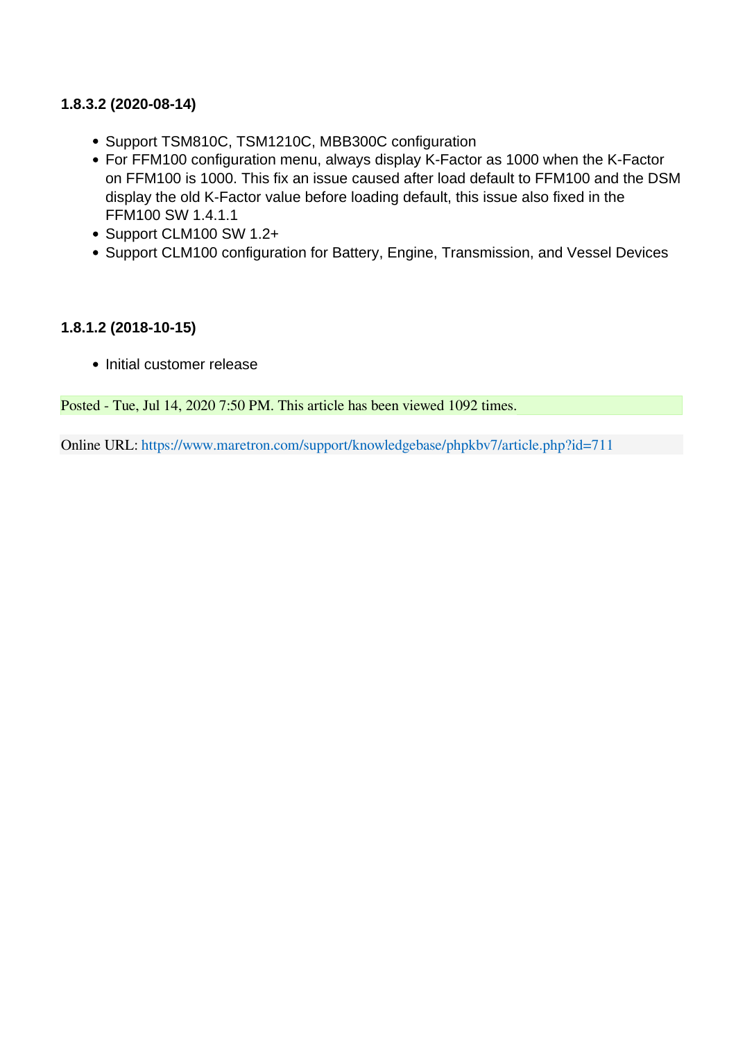### 1.8.3.2 (2020-08-14)

- Support TSM810C, TSM1210C, MBB300C configuration
- For FFM100 configuration menu, always display K-Factor as 1000 when the K-Factor on FFM100 is 1000. This fix an issue caused after load default to FFM100 and the DSM display the old K-Factor value before loading default, this issue also fixed in the FFM100 SW 1.4.1.1
- Support CLM100 SW 1.2+
- Support CLM100 configuration for Battery, Engine, Transmission, and Vessel Devices

### 1.8.1.2 (2018-10-15)

- Initial customer release

Posted - Tue, Jul 14, 2020 7:50 PM. This article has been viewed 1092 times.

Online URL: https://www.maretron.com/support/knowledgebase/phpkbv7/article.php?id=711